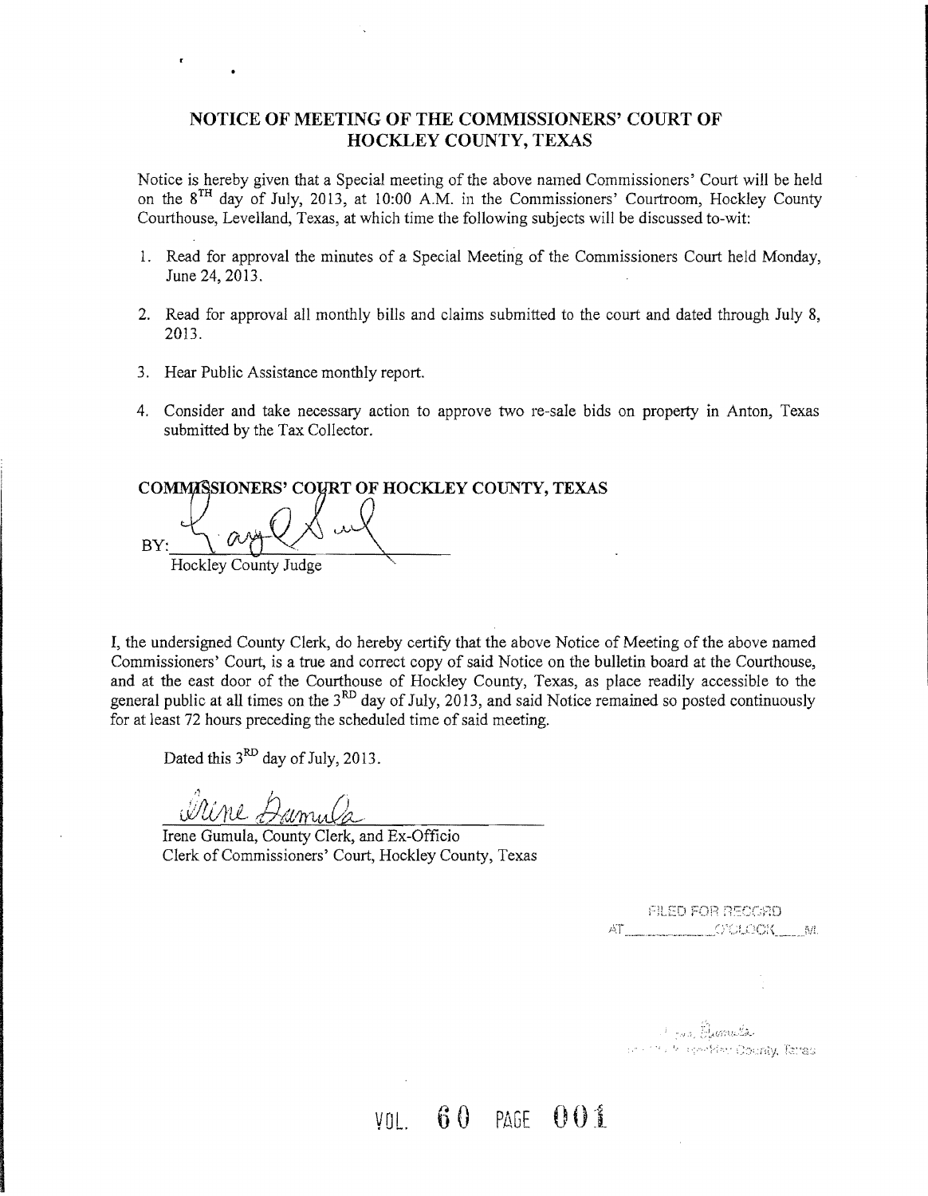# NOTICE OF MEETING OF THE COMMISSIONERS' COURT OF HOCKLEY COUNTY, TEXAS

Notice is hereby given that a Special meeting of the above named Commissioners' Court will be held on the 8TH day of July, 2013, at 10:00 A.M. in the Commissioners' Courtroom, Hockley County Courthouse, Levelland, Texas, at which time the following subjects will be discussed to-wit:

1. Read for approval the minutes of a Special Meeting of the Commissioners Court held Monday, June 24, 2013.

2. Read for approval all monthly bills and claims submitted to the court and dated through July 8, 2013.

3. Hear Public Assistance monthly report.

4. Consider and take necessary action to approve two re-sale bids on property in Anton, Texas submitted by the Tax Collector.

**COMMISSIONERS' COURT OF HOCKLEY COUNTY, TEXAS**

BY: ______________________
Hockley County Judge

I, the undersigned County Clerk, do hereby certify that the above Notice of Meeting of the above named Commissioners' Court, is a true and correct copy of said Notice on the bulletin board at the Courthouse, and at the east door of the Courthouse of Hockley County, Texas, as place readily accessible to the general public at all times on the 3RD day of July, 2013, and said Notice remained so posted continuously for at least 72 hours preceding the scheduled time of said meeting.

Dated this 3RD day of July, 2013.

______________________
Irene Gumula, County Clerk, and Ex-Officio
Clerk of Commissioners' Court, Hockley County, Texas

FILED FOR RECORD
AT ________ O'CLOCK ____ M.

Irene Gumula
County Clerk Hockley County, Texas

VOL. 60 PAGE 001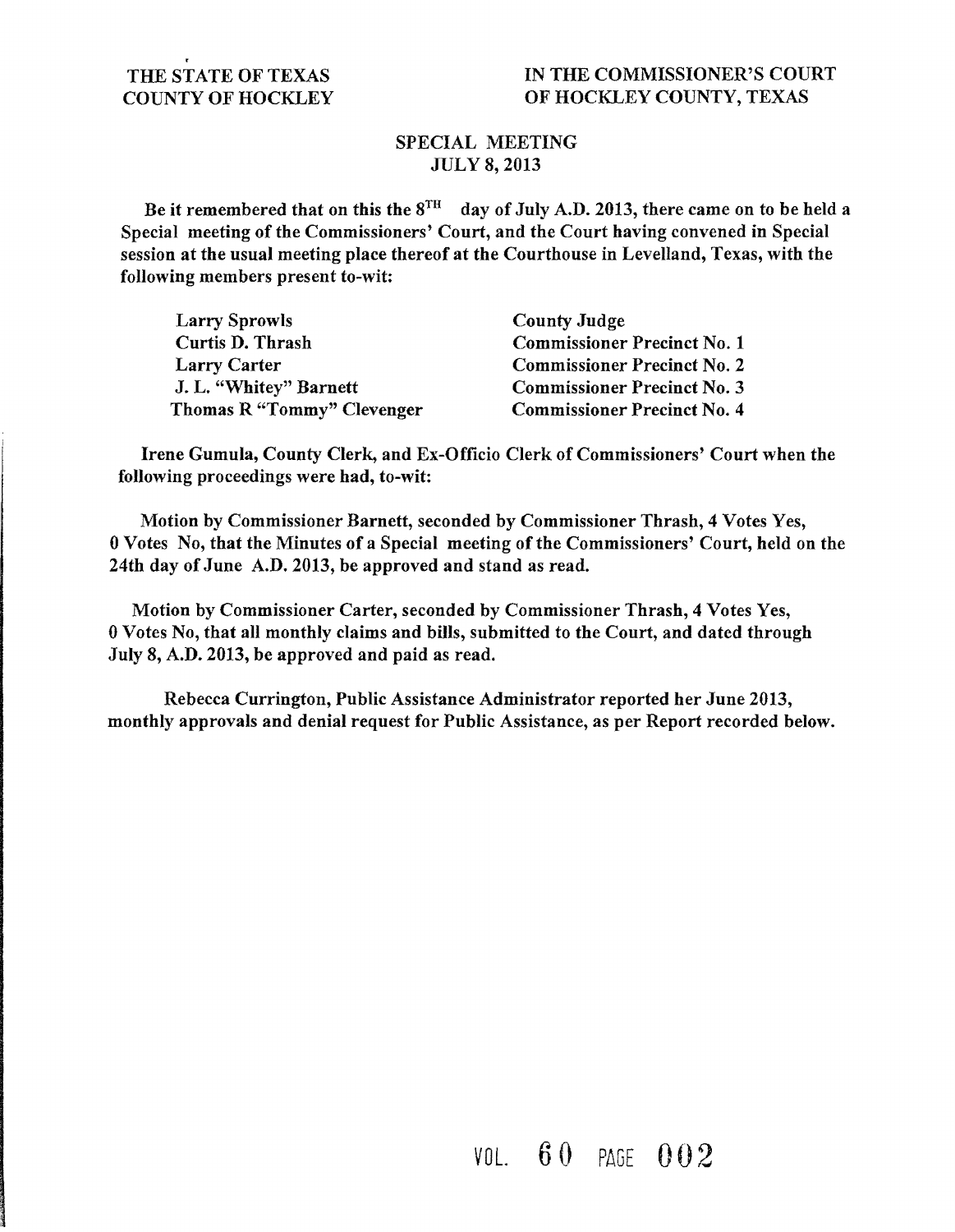THE STATE OF TEXAS
COUNTY OF HOCKLEY

IN THE COMMISSIONER'S COURT
OF HOCKLEY COUNTY, TEXAS

SPECIAL MEETING
JULY 8, 2013

Be it remembered that on this the 8TH day of July A.D. 2013, there came on to be held a Special meeting of the Commissioners' Court, and the Court having convened in Special session at the usual meeting place thereof at the Courthouse in Levelland, Texas, with the following members present to-wit:

| | |
|---|---|
| Larry Sprowls | County Judge |
| Curtis D. Thrash | Commissioner Precinct No. 1 |
| Larry Carter | Commissioner Precinct No. 2 |
| J. L. "Whitey" Barnett | Commissioner Precinct No. 3 |
| Thomas R "Tommy" Clevenger | Commissioner Precinct No. 4 |

Irene Gumula, County Clerk, and Ex-Officio Clerk of Commissioners' Court when the following proceedings were had, to-wit:

Motion by Commissioner Barnett, seconded by Commissioner Thrash, 4 Votes Yes, 0 Votes No, that the Minutes of a Special meeting of the Commissioners' Court, held on the 24th day of June A.D. 2013, be approved and stand as read.

Motion by Commissioner Carter, seconded by Commissioner Thrash, 4 Votes Yes, 0 Votes No, that all monthly claims and bills, submitted to the Court, and dated through July 8, A.D. 2013, be approved and paid as read.

Rebecca Currington, Public Assistance Administrator reported her June 2013, monthly approvals and denial request for Public Assistance, as per Report recorded below.

VOL. 60 PAGE 002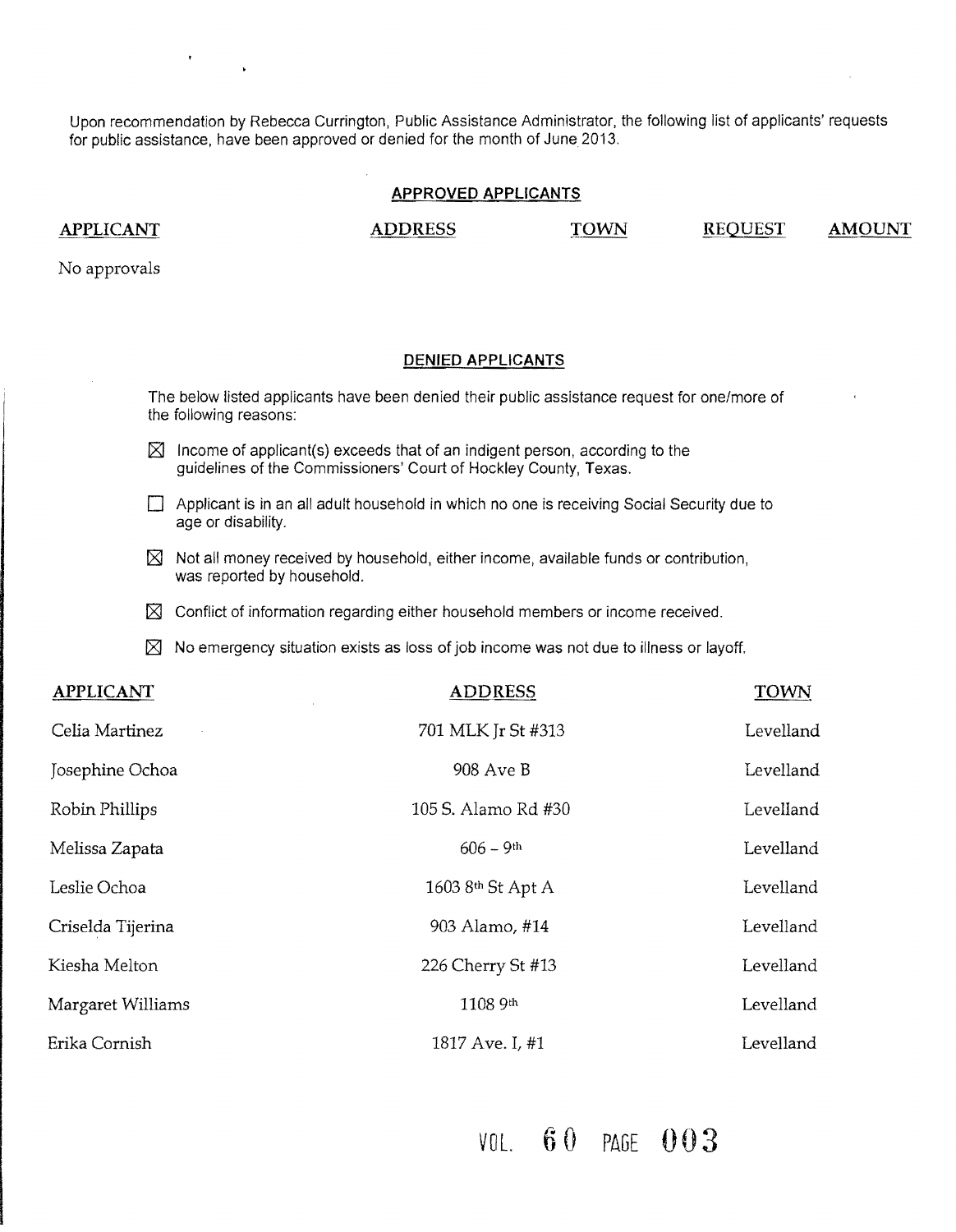Upon recommendation by Rebecca Currington, Public Assistance Administrator, the following list of applicants' requests for public assistance, have been approved or denied for the month of June 2013.

## APPROVED APPLICANTS

| APPLICANT | ADDRESS | TOWN | REQUEST | AMOUNT |
|---|---|---|---|---|
| No approvals | | | | |

## DENIED APPLICANTS

The below listed applicants have been denied their public assistance request for one/more of the following reasons:

- ☒ Income of applicant(s) exceeds that of an indigent person, according to the guidelines of the Commissioners' Court of Hockley County, Texas.
- ☐ Applicant is in an all adult household in which no one is receiving Social Security due to age or disability.
- ☒ Not all money received by household, either income, available funds or contribution, was reported by household.
- ☒ Conflict of information regarding either household members or income received.
- ☒ No emergency situation exists as loss of job income was not due to illness or layoff.

| APPLICANT | ADDRESS | TOWN |
|---|---|---|
| Celia Martinez | 701 MLK Jr St #313 | Levelland |
| Josephine Ochoa | 908 Ave B | Levelland |
| Robin Phillips | 105 S. Alamo Rd #30 | Levelland |
| Melissa Zapata | 606 – 9th | Levelland |
| Leslie Ochoa | 1603 8th St Apt A | Levelland |
| Criselda Tijerina | 903 Alamo, #14 | Levelland |
| Kiesha Melton | 226 Cherry St #13 | Levelland |
| Margaret Williams | 1108 9th | Levelland |
| Erika Cornish | 1817 Ave. I, #1 | Levelland |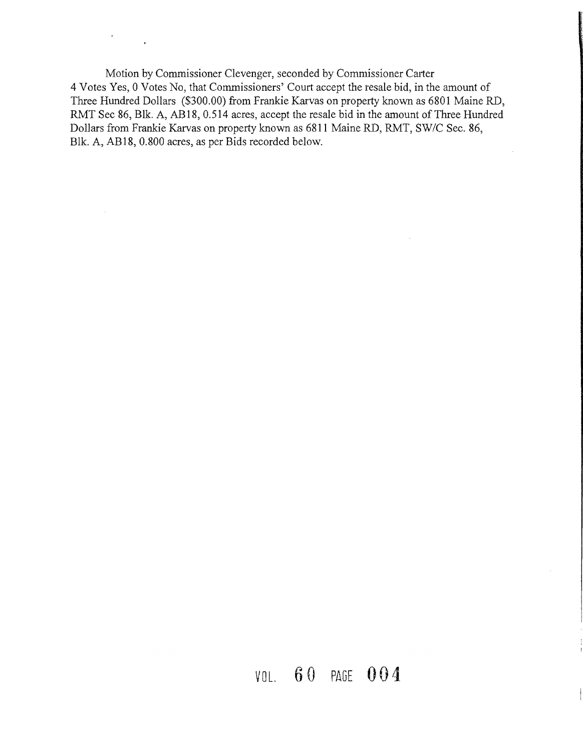Motion by Commissioner Clevenger, seconded by Commissioner Carter 4 Votes Yes, 0 Votes No, that Commissioners' Court accept the resale bid, in the amount of Three Hundred Dollars ($300.00) from Frankie Karvas on property known as 6801 Maine RD, RMT Sec 86, Blk. A, AB18, 0.514 acres, accept the resale bid in the amount of Three Hundred Dollars from Frankie Karvas on property known as 6811 Maine RD, RMT, SW/C Sec. 86, Blk. A, AB18, 0.800 acres, as per Bids recorded below.

VOL. 60 PAGE 004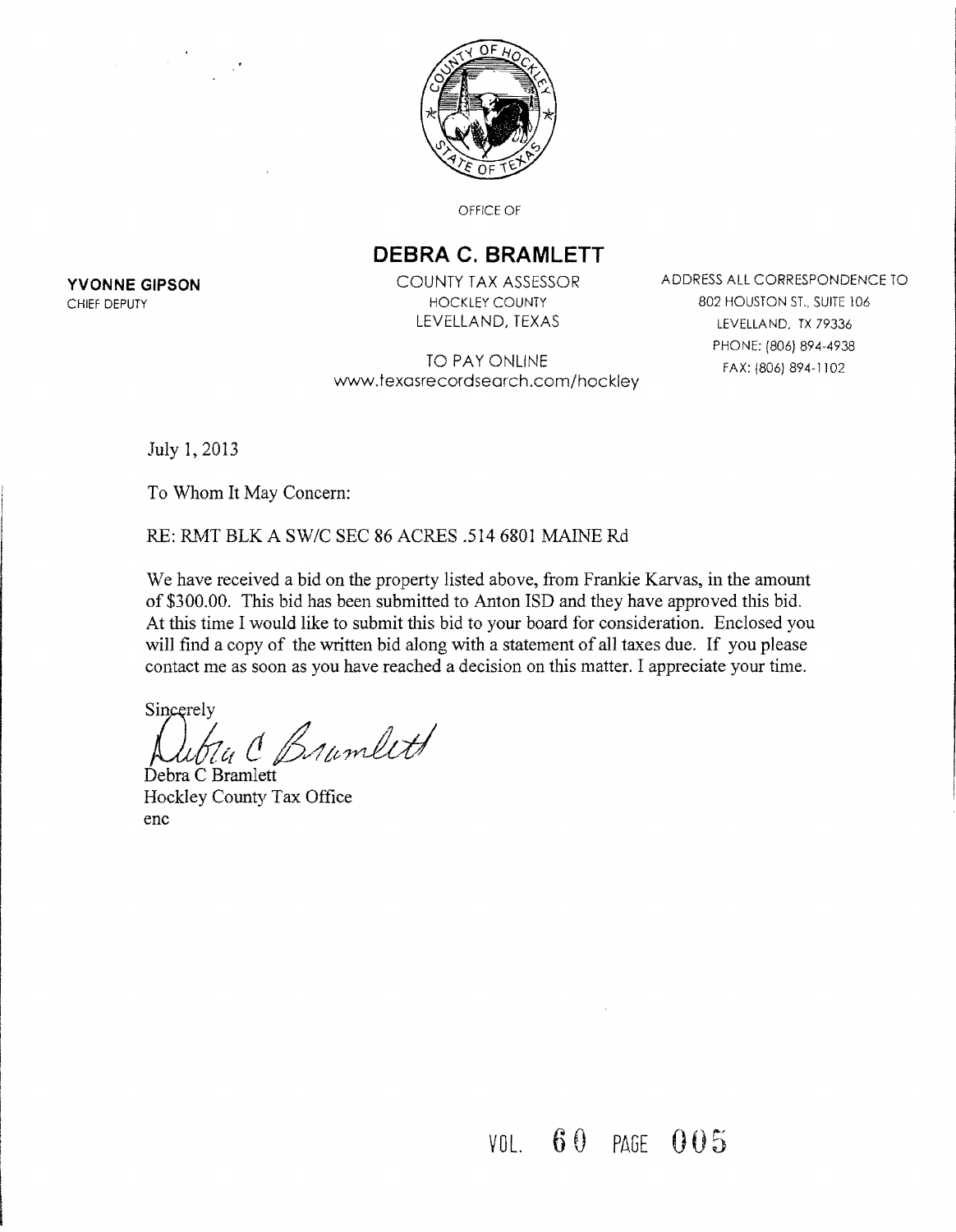OFFICE OF

# DEBRA C. BRAMLETT

**YVONNE GIPSON**
CHIEF DEPUTY

COUNTY TAX ASSESSOR
HOCKLEY COUNTY
LEVELLAND, TEXAS

TO PAY ONLINE
www.texasrecordsearch.com/hockley

ADDRESS ALL CORRESPONDENCE TO
802 HOUSTON ST., SUITE 106
LEVELLAND, TX 79336
PHONE: (806) 894-4938
FAX: (806) 894-1102

July 1, 2013

To Whom It May Concern:

RE: RMT BLK A SW/C SEC 86 ACRES .514 6801 MAINE Rd

We have received a bid on the property listed above, from Frankie Karvas, in the amount of $300.00. This bid has been submitted to Anton ISD and they have approved this bid. At this time I would like to submit this bid to your board for consideration. Enclosed you will find a copy of the written bid along with a statement of all taxes due. If you please contact me as soon as you have reached a decision on this matter. I appreciate your time.

Sincerely

*Debra C Bramlett*

Debra C Bramlett
Hockley County Tax Office
enc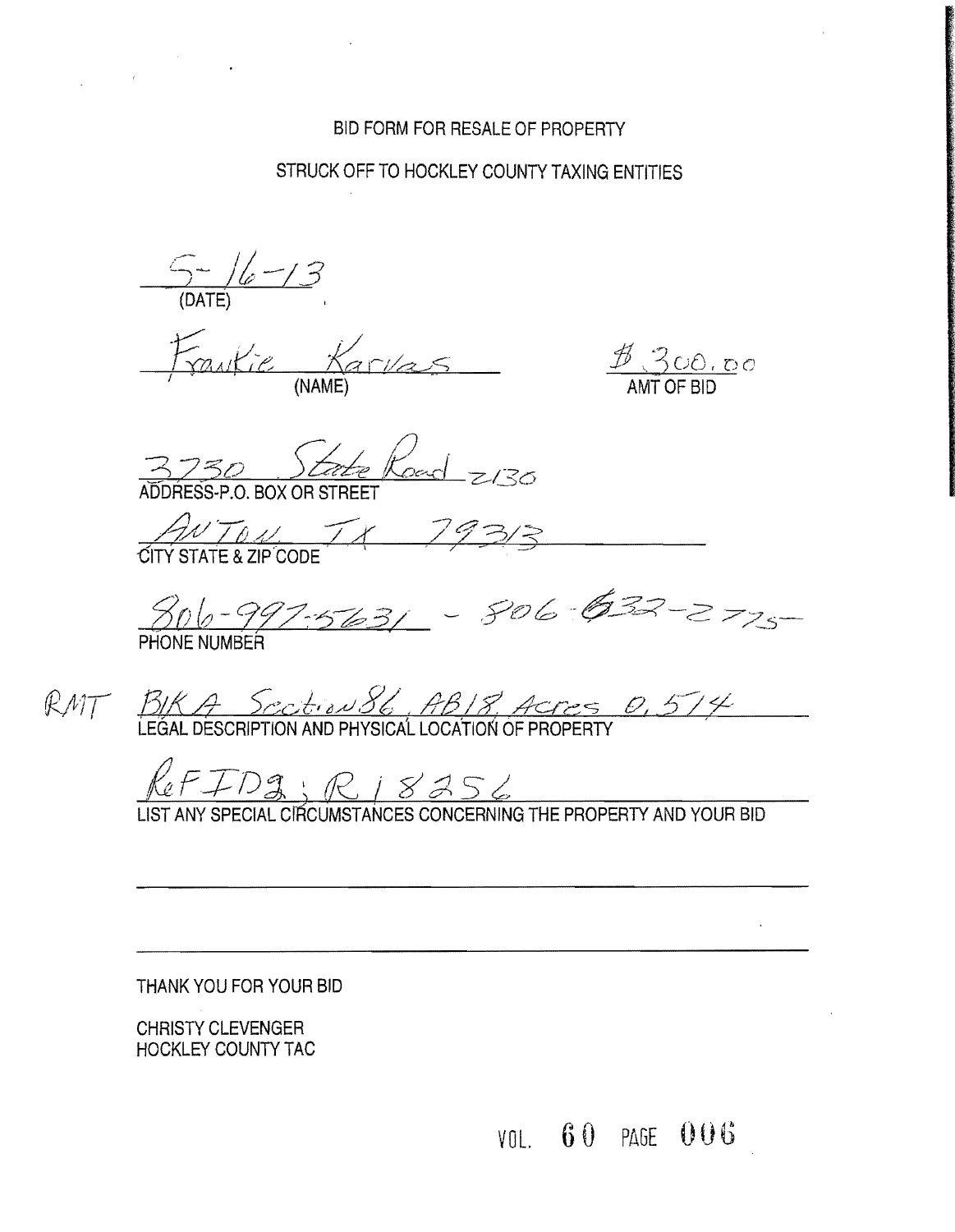BID FORM FOR RESALE OF PROPERTY

STRUCK OFF TO HOCKLEY COUNTY TAXING ENTITIES

5-16-13
(DATE)

Frankie Karvas
(NAME)

$ 300.00
AMT OF BID

3730 State Road 2130
ADDRESS-P.O. BOX OR STREET

ANTON TX 79313
CITY STATE & ZIP CODE

806-997-5631 - 806-632-2775
PHONE NUMBER

RMT BLK A Section 86, AB 18, Acres 0.514
LEGAL DESCRIPTION AND PHYSICAL LOCATION OF PROPERTY

ReF ID's: R18256
LIST ANY SPECIAL CIRCUMSTANCES CONCERNING THE PROPERTY AND YOUR BID

THANK YOU FOR YOUR BID

CHRISTY CLEVENGER
HOCKLEY COUNTY TAC

VOL. 60 PAGE 006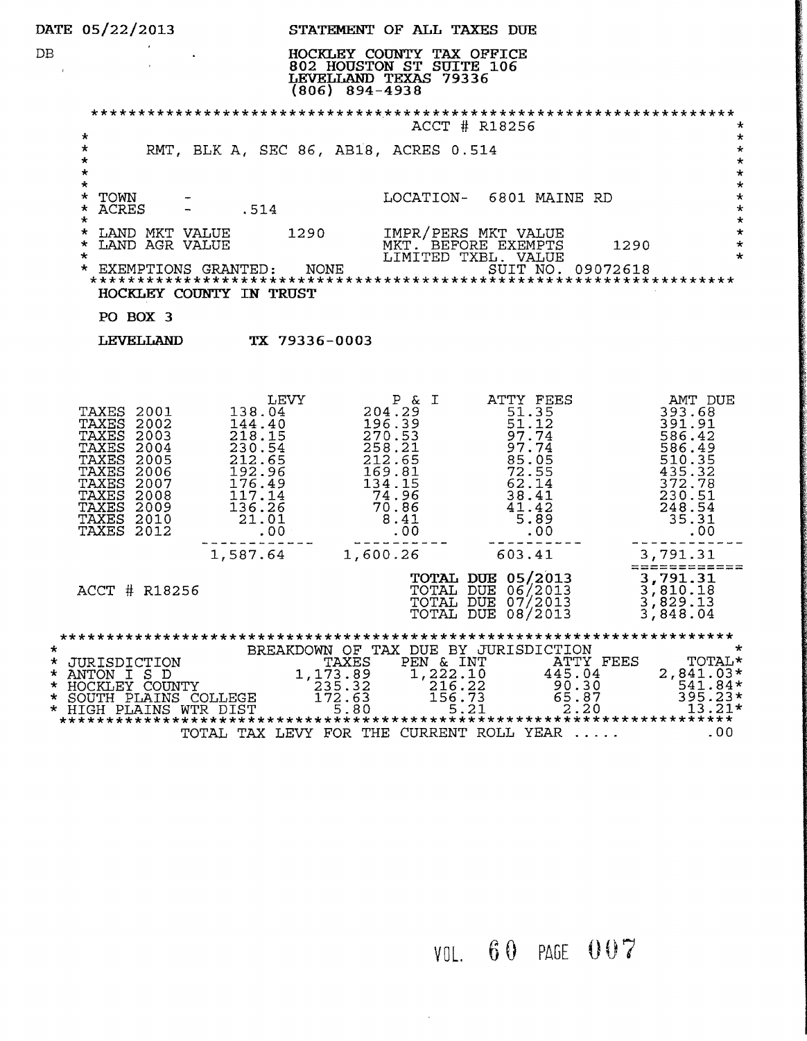DATE 05/22/2013

DB

# STATEMENT OF ALL TAXES DUE

HOCKLEY COUNTY TAX OFFICE
802 HOUSTON ST SUITE 106
LEVELLAND TEXAS 79336
(806) 894-4938

ACCT # R18256

RMT, BLK A, SEC 86, AB18, ACRES 0.514

| | | | |
|---|---|---|---|
| TOWN | - | LOCATION- | 6801 MAINE RD |
| ACRES | - .514 | | |
| LAND MKT VALUE | 1290 | IMPR/PERS MKT VALUE | |
| LAND AGR VALUE | | MKT. BEFORE EXEMPTS | 1290 |
| | | LIMITED TXBL. VALUE | |
| EXEMPTIONS GRANTED: | NONE | SUIT NO. | 09072618 |

**HOCKLEY COUNTY IN TRUST**

**PO BOX 3**

**LEVELLAND TX 79336-0003**

| | LEVY | P & I | ATTY FEES | AMT DUE |
|---|---|---|---|---|
| TAXES 2001 | 138.04 | 204.29 | 51.35 | 393.68 |
| TAXES 2002 | 144.40 | 196.39 | 51.12 | 391.91 |
| TAXES 2003 | 218.15 | 270.53 | 97.74 | 586.42 |
| TAXES 2004 | 230.54 | 258.21 | 97.74 | 586.49 |
| TAXES 2005 | 212.65 | 212.65 | 85.05 | 510.35 |
| TAXES 2006 | 192.96 | 169.81 | 72.55 | 435.32 |
| TAXES 2007 | 176.49 | 134.15 | 62.14 | 372.78 |
| TAXES 2008 | 117.14 | 74.96 | 38.41 | 230.51 |
| TAXES 2009 | 136.26 | 70.86 | 41.42 | 248.54 |
| TAXES 2010 | 21.01 | 8.41 | 5.89 | 35.31 |
| TAXES 2012 | .00 | .00 | .00 | .00 |
| | 1,587.64 | 1,600.26 | 603.41 | 3,791.31 |

ACCT # R18256

| | |
|---|---|
| **TOTAL DUE 05/2013** | 3,791.31 |
| **TOTAL DUE 06/2013** | 3,810.18 |
| **TOTAL DUE 07/2013** | 3,829.13 |
| **TOTAL DUE 08/2013** | 3,848.04 |

BREAKDOWN OF TAX DUE BY JURISDICTION

| JURISDICTION | TAXES | PEN & INT | ATTY FEES | TOTAL* |
|---|---|---|---|---|
| ANTON I S D | 1,173.89 | 1,222.10 | 445.04 | 2,841.03* |
| HOCKLEY COUNTY | 235.32 | 216.22 | 90.30 | 541.84* |
| SOUTH PLAINS COLLEGE | 172.63 | 156.73 | 65.87 | 395.23* |
| HIGH PLAINS WTR DIST | 5.80 | 5.21 | 2.20 | 13.21* |

TOTAL TAX LEVY FOR THE CURRENT ROLL YEAR ..... .00

VOL. 60 PAGE 007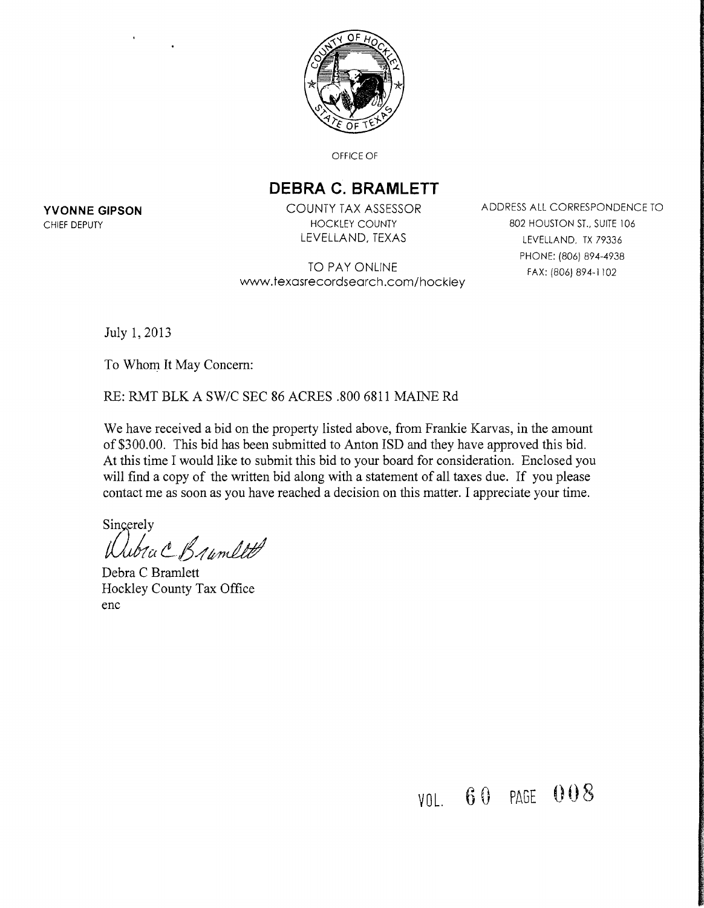OFFICE OF

**DEBRA C. BRAMLETT**

COUNTY TAX ASSESSOR
HOCKLEY COUNTY
LEVELLAND, TEXAS

**YVONNE GIPSON**
CHIEF DEPUTY

ADDRESS ALL CORRESPONDENCE TO
802 HOUSTON ST., SUITE 106
LEVELLAND, TX 79336
PHONE: (806) 894-4938
FAX: (806) 894-1102

TO PAY ONLINE
www.texasrecordsearch.com/hockley

July 1, 2013

To Whom It May Concern:

RE: RMT BLK A SW/C SEC 86 ACRES .800 6811 MAINE Rd

We have received a bid on the property listed above, from Frankie Karvas, in the amount of $300.00. This bid has been submitted to Anton ISD and they have approved this bid. At this time I would like to submit this bid to your board for consideration. Enclosed you will find a copy of the written bid along with a statement of all taxes due. If you please contact me as soon as you have reached a decision on this matter. I appreciate your time.

Sincerely

Debra C Bramlett

Debra C Bramlett
Hockley County Tax Office
enc

VOL. 60 PAGE 008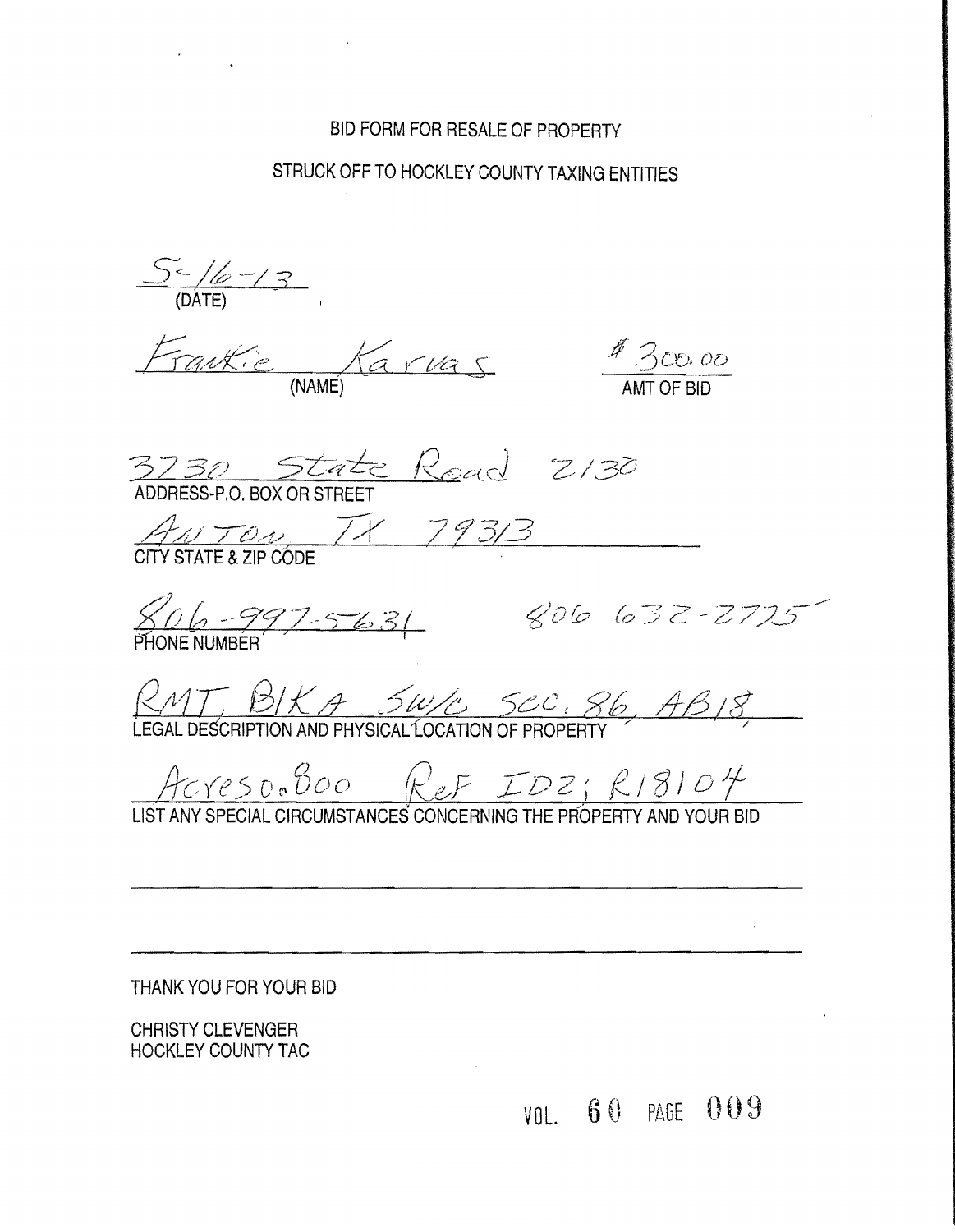BID FORM FOR RESALE OF PROPERTY

STRUCK OFF TO HOCKLEY COUNTY TAXING ENTITIES

5-16-13
(DATE)

Frankie Karvas
(NAME)

$ 300.00
AMT OF BID

3730 State Road 2130
ADDRESS-P.O. BOX OR STREET

Anton TX 79313
CITY STATE & ZIP CODE

806-997-5631 806 632-2725
PHONE NUMBER

RMT, BLK A SW/C SEC. 86, AB18,
LEGAL DESCRIPTION AND PHYSICAL LOCATION OF PROPERTY

Acres 0.800 Ref ID2: R18104
LIST ANY SPECIAL CIRCUMSTANCES CONCERNING THE PROPERTY AND YOUR BID

THANK YOU FOR YOUR BID

CHRISTY CLEVENGER
HOCKLEY COUNTY TAC

VOL. 60 PAGE 009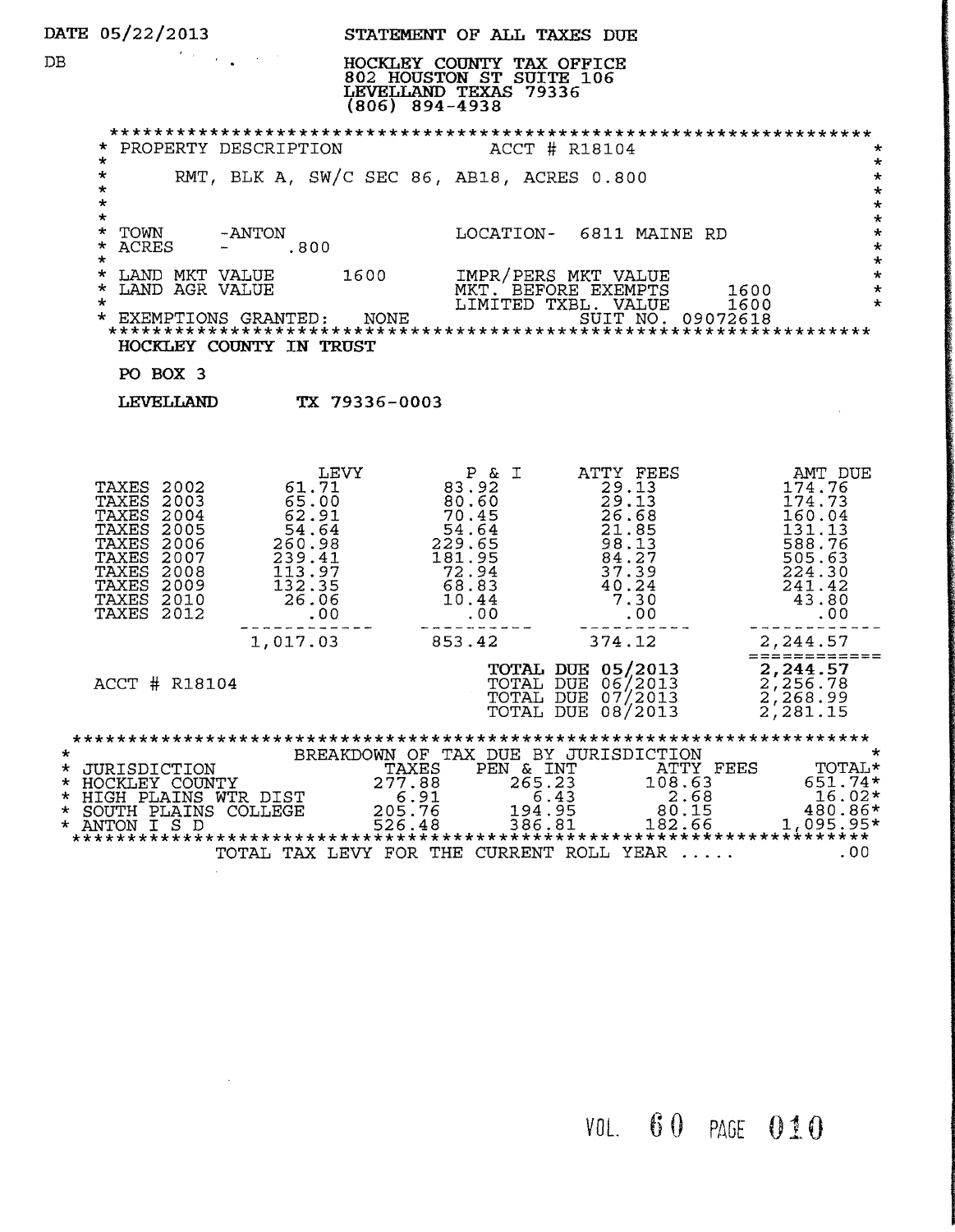DATE 05/22/2013

DB

# STATEMENT OF ALL TAXES DUE

HOCKLEY COUNTY TAX OFFICE
802 HOUSTON ST SUITE 106
LEVELLAND TEXAS 79336
(806) 894-4938

PROPERTY DESCRIPTION — ACCT # R18104

RMT, BLK A, SW/C SEC 86, AB18, ACRES 0.800

TOWN -ANTON — LOCATION- 6811 MAINE RD
ACRES - .800

LAND MKT VALUE 1600 — IMPR/PERS MKT VALUE
LAND AGR VALUE — MKT. BEFORE EXEMPTS 1600
LIMITED TXBL. VALUE 1600
EXEMPTIONS GRANTED: NONE — SUIT NO. 09072618

**HOCKLEY COUNTY IN TRUST**

**PO BOX 3**

**LEVELLAND TX 79336-0003**

| | LEVY | P & I | ATTY FEES | AMT DUE |
|---|---|---|---|---|
| TAXES 2002 | 61.71 | 83.92 | 29.13 | 174.76 |
| TAXES 2003 | 65.00 | 80.60 | 29.13 | 174.73 |
| TAXES 2004 | 62.91 | 70.45 | 26.68 | 160.04 |
| TAXES 2005 | 54.64 | 54.64 | 21.85 | 131.13 |
| TAXES 2006 | 260.98 | 229.65 | 98.13 | 588.76 |
| TAXES 2007 | 239.41 | 181.95 | 84.27 | 505.63 |
| TAXES 2008 | 113.97 | 72.94 | 37.39 | 224.30 |
| TAXES 2009 | 132.35 | 68.83 | 40.24 | 241.42 |
| TAXES 2010 | 26.06 | 10.44 | 7.30 | 43.80 |
| TAXES 2012 | .00 | .00 | .00 | .00 |
| | 1,017.03 | 853.42 | 374.12 | 2,244.57 |

ACCT # R18104

| | |
|---|---|
| TOTAL DUE 05/2013 | **2,244.57** |
| TOTAL DUE 06/2013 | 2,256.78 |
| TOTAL DUE 07/2013 | 2,268.99 |
| TOTAL DUE 08/2013 | 2,281.15 |

BREAKDOWN OF TAX DUE BY JURISDICTION

| JURISDICTION | TAXES | PEN & INT | ATTY FEES | TOTAL* |
|---|---|---|---|---|
| HOCKLEY COUNTY | 277.88 | 265.23 | 108.63 | 651.74* |
| HIGH PLAINS WTR DIST | 6.91 | 6.43 | 2.68 | 16.02* |
| SOUTH PLAINS COLLEGE | 205.76 | 194.95 | 80.15 | 480.86* |
| ANTON I S D | 526.48 | 386.81 | 182.66 | 1,095.95* |

TOTAL TAX LEVY FOR THE CURRENT ROLL YEAR ..... .00

VOL. 60 PAGE 010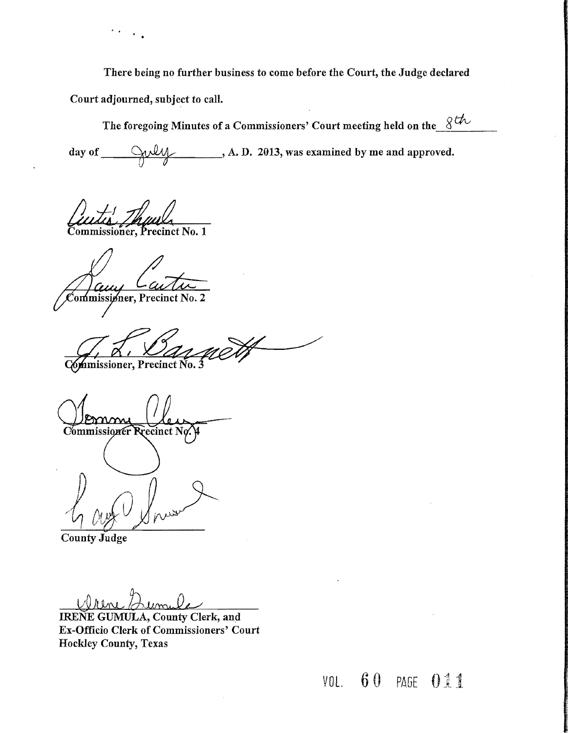There being no further business to come before the Court, the Judge declared Court adjourned, subject to call.

The foregoing Minutes of a Commissioners' Court meeting held on the 8th day of July, A. D. 2013, was examined by me and approved.

Commissioner, Precinct No. 1

Commissioner, Precinct No. 2

Commissioner, Precinct No. 3

Commissioner Precinct No. 4

County Judge

**IRENE GUMULA, County Clerk, and**
**Ex-Officio Clerk of Commissioners' Court**
**Hockley County, Texas**

VOL. 60 PAGE 011